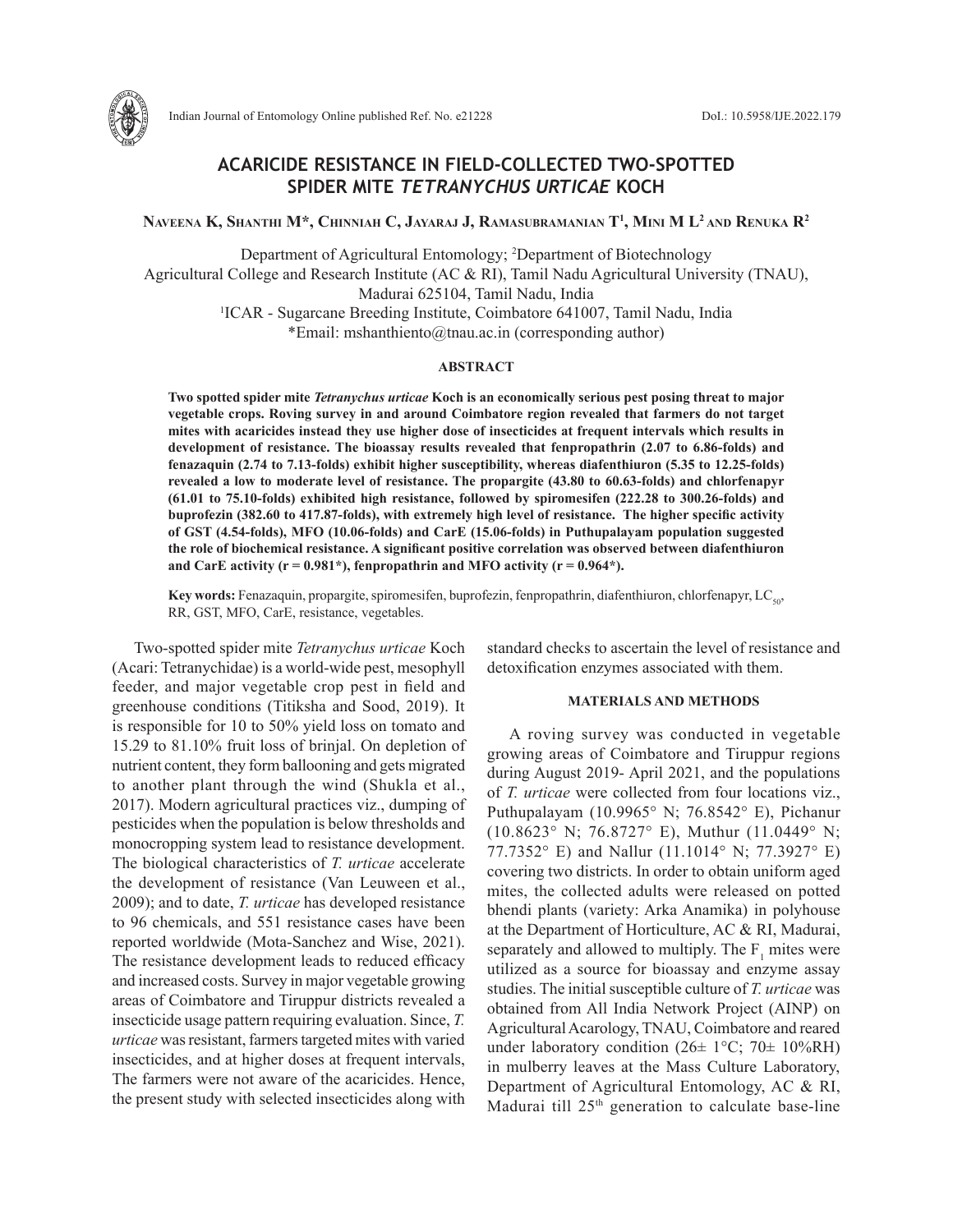# ACARICIDE RESISTANCE IN FIELD-COLLECTED TWO-SPOTTED SPIDER MITE *TETRANYCHUS URTICAE* KOCH

**Naveena K, Shanthi M\*, Chinniah C, Jayaraj J, Ramasubramanian T[1], Mini M L[2] and Renuka R[2]**

Department of Agricultural Entomology; [2]Department of Biotechnology
Agricultural College and Research Institute (AC & RI), Tamil Nadu Agricultural University (TNAU), Madurai 625104, Tamil Nadu, India
[1]ICAR - Sugarcane Breeding Institute, Coimbatore 641007, Tamil Nadu, India
\*Email: mshanthiento@tnau.ac.in (corresponding author)

## ABSTRACT

**Two spotted spider mite *Tetranychus urticae* Koch is an economically serious pest posing threat to major vegetable crops. Roving survey in and around Coimbatore region revealed that farmers do not target mites with acaricides instead they use higher dose of insecticides at frequent intervals which results in development of resistance. The bioassay results revealed that fenpropathrin (2.07 to 6.86-folds) and fenazaquin (2.74 to 7.13-folds) exhibit higher susceptibility, whereas diafenthiuron (5.35 to 12.25-folds) revealed a low to moderate level of resistance. The propargite (43.80 to 60.63-folds) and chlorfenapyr (61.01 to 75.10-folds) exhibited high resistance, followed by spiromesifen (222.28 to 300.26-folds) and buprofezin (382.60 to 417.87-folds), with extremely high level of resistance. The higher specific activity of GST (4.54-folds), MFO (10.06-folds) and CarE (15.06-folds) in Puthupalayam population suggested the role of biochemical resistance. A significant positive correlation was observed between diafenthiuron and CarE activity (r = 0.981\*), fenpropathrin and MFO activity (r = 0.964\*).**

**Key words:** Fenazaquin, propargite, spiromesifen, buprofezin, fenpropathrin, diafenthiuron, chlorfenapyr, $LC_{50}$, RR, GST, MFO, CarE, resistance, vegetables.

Two-spotted spider mite *Tetranychus urticae* Koch (Acari: Tetranychidae) is a world-wide pest, mesophyll feeder, and major vegetable crop pest in field and greenhouse conditions (Titiksha and Sood, 2019). It is responsible for 10 to 50% yield loss on tomato and 15.29 to 81.10% fruit loss of brinjal. On depletion of nutrient content, they form ballooning and gets migrated to another plant through the wind (Shukla et al., 2017). Modern agricultural practices viz., dumping of pesticides when the population is below thresholds and monocropping system lead to resistance development. The biological characteristics of *T. urticae* accelerate the development of resistance (Van Leuween et al., 2009); and to date, *T. urticae* has developed resistance to 96 chemicals, and 551 resistance cases have been reported worldwide (Mota-Sanchez and Wise, 2021). The resistance development leads to reduced efficacy and increased costs. Survey in major vegetable growing areas of Coimbatore and Tiruppur districts revealed a insecticide usage pattern requiring evaluation. Since, *T. urticae* was resistant, farmers targeted mites with varied insecticides, and at higher doses at frequent intervals, The farmers were not aware of the acaricides. Hence, the present study with selected insecticides along with standard checks to ascertain the level of resistance and detoxification enzymes associated with them.

## MATERIALS AND METHODS

A roving survey was conducted in vegetable growing areas of Coimbatore and Tiruppur regions during August 2019- April 2021, and the populations of *T. urticae* were collected from four locations viz., Puthupalayam (10.9965° N; 76.8542° E), Pichanur (10.8623° N; 76.8727° E), Muthur (11.0449° N; 77.7352° E) and Nallur (11.1014° N; 77.3927° E) covering two districts. In order to obtain uniform aged mites, the collected adults were released on potted bhendi plants (variety: Arka Anamika) in polyhouse at the Department of Horticulture, AC & RI, Madurai, separately and allowed to multiply. The $F_1$ mites were utilized as a source for bioassay and enzyme assay studies. The initial susceptible culture of *T. urticae* was obtained from All India Network Project (AINP) on Agricultural Acarology, TNAU, Coimbatore and reared under laboratory condition (26± 1°C; 70± 10%RH) in mulberry leaves at the Mass Culture Laboratory, Department of Agricultural Entomology, AC & RI, Madurai till 25th generation to calculate base-line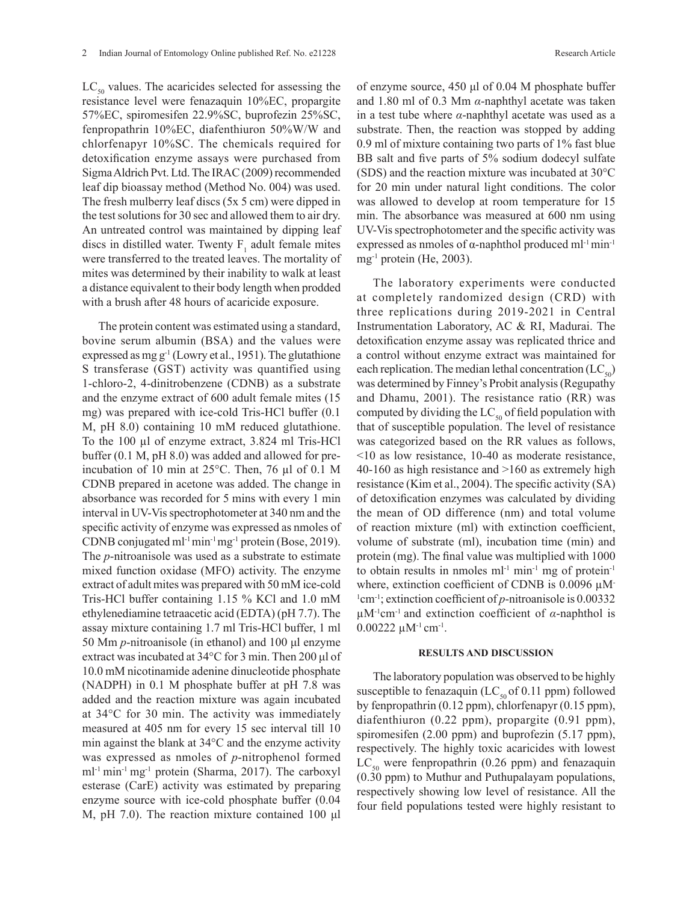$LC_{50}$ values. The acaricides selected for assessing the resistance level were fenazaquin 10%EC, propargite 57%EC, spiromesifen 22.9%SC, buprofezin 25%SC, fenpropathrin 10%EC, diafenthiuron 50%W/W and chlorfenapyr 10%SC. The chemicals required for detoxification enzyme assays were purchased from Sigma Aldrich Pvt. Ltd. The IRAC (2009) recommended leaf dip bioassay method (Method No. 004) was used. The fresh mulberry leaf discs (5x 5 cm) were dipped in the test solutions for 30 sec and allowed them to air dry. An untreated control was maintained by dipping leaf discs in distilled water. Twenty $F_1$ adult female mites were transferred to the treated leaves. The mortality of mites was determined by their inability to walk at least a distance equivalent to their body length when prodded with a brush after 48 hours of acaricide exposure.

The protein content was estimated using a standard, bovine serum albumin (BSA) and the values were expressed as mg $g^{-1}$ (Lowry et al., 1951). The glutathione S transferase (GST) activity was quantified using 1-chloro-2, 4-dinitrobenzene (CDNB) as a substrate and the enzyme extract of 600 adult female mites (15 mg) was prepared with ice-cold Tris-HCl buffer (0.1 M, pH 8.0) containing 10 mM reduced glutathione. To the 100 µl of enzyme extract, 3.824 ml Tris-HCl buffer (0.1 M, pH 8.0) was added and allowed for pre-incubation of 10 min at 25°C. Then, 76 µl of 0.1 M CDNB prepared in acetone was added. The change in absorbance was recorded for 5 mins with every 1 min interval in UV-Vis spectrophotometer at 340 nm and the specific activity of enzyme was expressed as nmoles of CDNB conjugated $ml^{-1}$ $min^{-1}$ $mg^{-1}$ protein (Bose, 2019). The *p*-nitroanisole was used as a substrate to estimate mixed function oxidase (MFO) activity. The enzyme extract of adult mites was prepared with 50 mM ice-cold Tris-HCl buffer containing 1.15 % KCl and 1.0 mM ethylenediamine tetraacetic acid (EDTA) (pH 7.7). The assay mixture containing 1.7 ml Tris-HCl buffer, 1 ml 50 Mm *p*-nitroanisole (in ethanol) and 100 µl enzyme extract was incubated at 34°C for 3 min. Then 200 µl of 10.0 mM nicotinamide adenine dinucleotide phosphate (NADPH) in 0.1 M phosphate buffer at pH 7.8 was added and the reaction mixture was again incubated at 34°C for 30 min. The activity was immediately measured at 405 nm for every 15 sec interval till 10 min against the blank at 34°C and the enzyme activity was expressed as nmoles of *p*-nitrophenol formed $ml^{-1}$ $min^{-1}$ $mg^{-1}$ protein (Sharma, 2017). The carboxyl esterase (CarE) activity was estimated by preparing enzyme source with ice-cold phosphate buffer (0.04 M, pH 7.0). The reaction mixture contained 100 µl of enzyme source, 450 µl of 0.04 M phosphate buffer and 1.80 ml of 0.3 Mm *α*-naphthyl acetate was taken in a test tube where *α*-naphthyl acetate was used as a substrate. Then, the reaction was stopped by adding 0.9 ml of mixture containing two parts of 1% fast blue BB salt and five parts of 5% sodium dodecyl sulfate (SDS) and the reaction mixture was incubated at 30°C for 20 min under natural light conditions. The color was allowed to develop at room temperature for 15 min. The absorbance was measured at 600 nm using UV-Vis spectrophotometer and the specific activity was expressed as nmoles of α-naphthol produced $ml^{-1}$ $min^{-1}$ $mg^{-1}$ protein (He, 2003).

The laboratory experiments were conducted at completely randomized design (CRD) with three replications during 2019-2021 in Central Instrumentation Laboratory, AC & RI, Madurai. The detoxification enzyme assay was replicated thrice and a control without enzyme extract was maintained for each replication. The median lethal concentration ($LC_{50}$) was determined by Finney's Probit analysis (Regupathy and Dhamu, 2001). The resistance ratio (RR) was computed by dividing the $LC_{50}$ of field population with that of susceptible population. The level of resistance was categorized based on the RR values as follows, <10 as low resistance, 10-40 as moderate resistance, 40-160 as high resistance and >160 as extremely high resistance (Kim et al., 2004). The specific activity (SA) of detoxification enzymes was calculated by dividing the mean of OD difference (nm) and total volume of reaction mixture (ml) with extinction coefficient, volume of substrate (ml), incubation time (min) and protein (mg). The final value was multiplied with 1000 to obtain results in nmoles $ml^{-1}$ $min^{-1}$ mg of $protein^{-1}$ where, extinction coefficient of CDNB is 0.0096 $\mu M^{-1} cm^{-1}$; extinction coefficient of *p*-nitroanisole is 0.00332 $\mu M^{-1} cm^{-1}$ and extinction coefficient of *α*-naphthol is 0.00222 $\mu M^{-1} cm^{-1}$.

## RESULTS AND DISCUSSION

The laboratory population was observed to be highly susceptible to fenazaquin ($LC_{50}$ of 0.11 ppm) followed by fenpropathrin (0.12 ppm), chlorfenapyr (0.15 ppm), diafenthiuron (0.22 ppm), propargite (0.91 ppm), spiromesifen (2.00 ppm) and buprofezin (5.17 ppm), respectively. The highly toxic acaricides with lowest $LC_{50}$ were fenpropathrin (0.26 ppm) and fenazaquin (0.30 ppm) to Muthur and Puthupalayam populations, respectively showing low level of resistance. All the four field populations tested were highly resistant to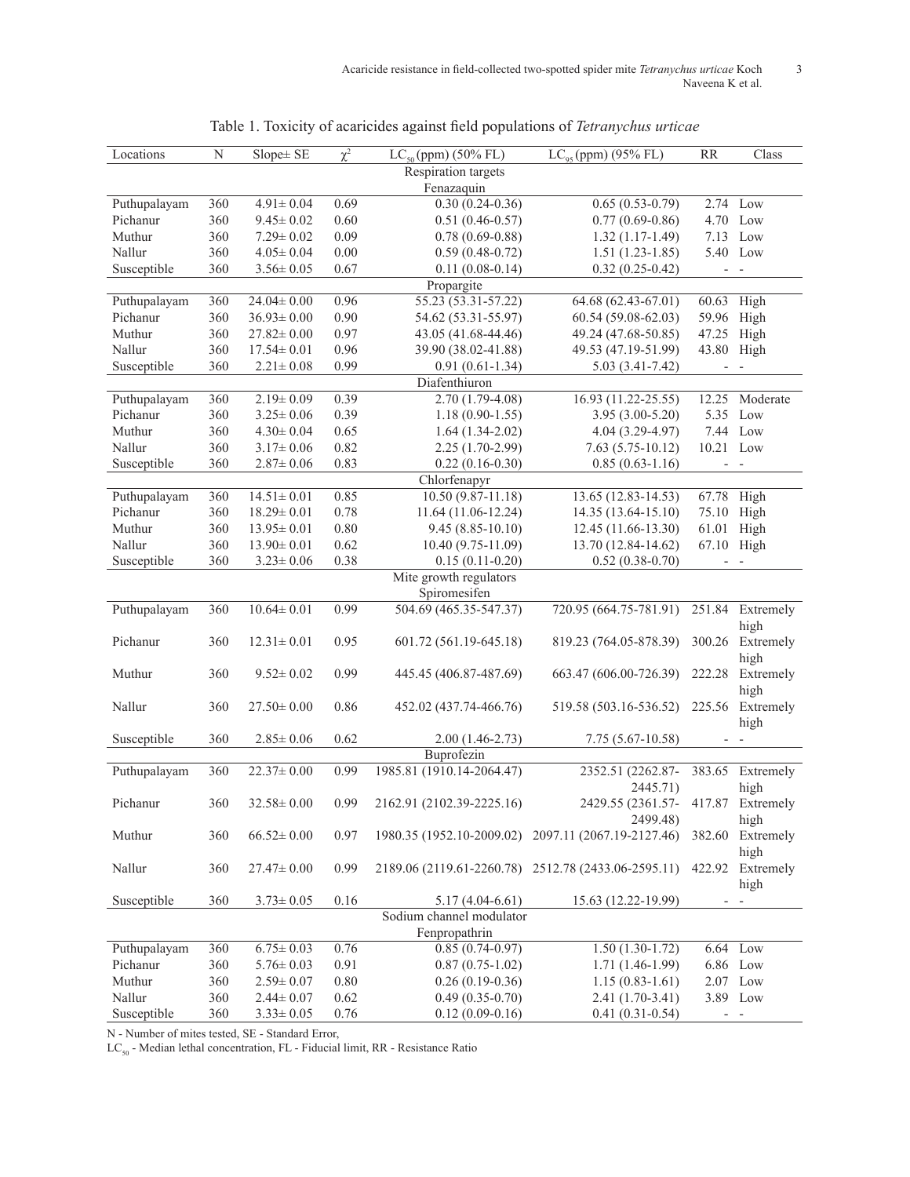Table 1. Toxicity of acaricides against field populations of *Tetranychus urticae*

| Locations | N | Slope± SE | $\chi^2$ | $LC_{50}$ (ppm) (50% FL) | $LC_{95}$ (ppm) (95% FL) | RR | Class |
|---|---|---|---|---|---|---|---|
| | | | | Respiration targets | | | |
| | | | | Fenazaquin | | | |
| Puthupalayam | 360 | 4.91± 0.04 | 0.69 | 0.30 (0.24-0.36) | 0.65 (0.53-0.79) | 2.74 | Low |
| Pichanur | 360 | 9.45± 0.02 | 0.60 | 0.51 (0.46-0.57) | 0.77 (0.69-0.86) | 4.70 | Low |
| Muthur | 360 | 7.29± 0.02 | 0.09 | 0.78 (0.69-0.88) | 1.32 (1.17-1.49) | 7.13 | Low |
| Nallur | 360 | 4.05± 0.04 | 0.00 | 0.59 (0.48-0.72) | 1.51 (1.23-1.85) | 5.40 | Low |
| Susceptible | 360 | 3.56± 0.05 | 0.67 | 0.11 (0.08-0.14) | 0.32 (0.25-0.42) | - | - |
| | | | | Propargite | | | |
| Puthupalayam | 360 | 24.04± 0.00 | 0.96 | 55.23 (53.31-57.22) | 64.68 (62.43-67.01) | 60.63 | High |
| Pichanur | 360 | 36.93± 0.00 | 0.90 | 54.62 (53.31-55.97) | 60.54 (59.08-62.03) | 59.96 | High |
| Muthur | 360 | 27.82± 0.00 | 0.97 | 43.05 (41.68-44.46) | 49.24 (47.68-50.85) | 47.25 | High |
| Nallur | 360 | 17.54± 0.01 | 0.96 | 39.90 (38.02-41.88) | 49.53 (47.19-51.99) | 43.80 | High |
| Susceptible | 360 | 2.21± 0.08 | 0.99 | 0.91 (0.61-1.34) | 5.03 (3.41-7.42) | - | - |
| | | | | Diafenthiuron | | | |
| Puthupalayam | 360 | 2.19± 0.09 | 0.39 | 2.70 (1.79-4.08) | 16.93 (11.22-25.55) | 12.25 | Moderate |
| Pichanur | 360 | 3.25± 0.06 | 0.39 | 1.18 (0.90-1.55) | 3.95 (3.00-5.20) | 5.35 | Low |
| Muthur | 360 | 4.30± 0.04 | 0.65 | 1.64 (1.34-2.02) | 4.04 (3.29-4.97) | 7.44 | Low |
| Nallur | 360 | 3.17± 0.06 | 0.82 | 2.25 (1.70-2.99) | 7.63 (5.75-10.12) | 10.21 | Low |
| Susceptible | 360 | 2.87± 0.06 | 0.83 | 0.22 (0.16-0.30) | 0.85 (0.63-1.16) | - | - |
| | | | | Chlorfenapyr | | | |
| Puthupalayam | 360 | 14.51± 0.01 | 0.85 | 10.50 (9.87-11.18) | 13.65 (12.83-14.53) | 67.78 | High |
| Pichanur | 360 | 18.29± 0.01 | 0.78 | 11.64 (11.06-12.24) | 14.35 (13.64-15.10) | 75.10 | High |
| Muthur | 360 | 13.95± 0.01 | 0.80 | 9.45 (8.85-10.10) | 12.45 (11.66-13.30) | 61.01 | High |
| Nallur | 360 | 13.90± 0.01 | 0.62 | 10.40 (9.75-11.09) | 13.70 (12.84-14.62) | 67.10 | High |
| Susceptible | 360 | 3.23± 0.06 | 0.38 | 0.15 (0.11-0.20) | 0.52 (0.38-0.70) | - | - |
| | | | | Mite growth regulators | | | |
| | | | | Spiromesifen | | | |
| Puthupalayam | 360 | 10.64± 0.01 | 0.99 | 504.69 (465.35-547.37) | 720.95 (664.75-781.91) | 251.84 | Extremely high |
| Pichanur | 360 | 12.31± 0.01 | 0.95 | 601.72 (561.19-645.18) | 819.23 (764.05-878.39) | 300.26 | Extremely high |
| Muthur | 360 | 9.52± 0.02 | 0.99 | 445.45 (406.87-487.69) | 663.47 (606.00-726.39) | 222.28 | Extremely high |
| Nallur | 360 | 27.50± 0.00 | 0.86 | 452.02 (437.74-466.76) | 519.58 (503.16-536.52) | 225.56 | Extremely high |
| Susceptible | 360 | 2.85± 0.06 | 0.62 | 2.00 (1.46-2.73) | 7.75 (5.67-10.58) | - | - |
| | | | | Buprofezin | | | |
| Puthupalayam | 360 | 22.37± 0.00 | 0.99 | 1985.81 (1910.14-2064.47) | 2352.51 (2262.87-2445.71) | 383.65 | Extremely high |
| Pichanur | 360 | 32.58± 0.00 | 0.99 | 2162.91 (2102.39-2225.16) | 2429.55 (2361.57-2499.48) | 417.87 | Extremely high |
| Muthur | 360 | 66.52± 0.00 | 0.97 | 1980.35 (1952.10-2009.02) | 2097.11 (2067.19-2127.46) | 382.60 | Extremely high |
| Nallur | 360 | 27.47± 0.00 | 0.99 | 2189.06 (2119.61-2260.78) | 2512.78 (2433.06-2595.11) | 422.92 | Extremely high |
| Susceptible | 360 | 3.73± 0.05 | 0.16 | 5.17 (4.04-6.61) | 15.63 (12.22-19.99) | - | - |
| | | | | Sodium channel modulator | | | |
| | | | | Fenpropathrin | | | |
| Puthupalayam | 360 | 6.75± 0.03 | 0.76 | 0.85 (0.74-0.97) | 1.50 (1.30-1.72) | 6.64 | Low |
| Pichanur | 360 | 5.76± 0.03 | 0.91 | 0.87 (0.75-1.02) | 1.71 (1.46-1.99) | 6.86 | Low |
| Muthur | 360 | 2.59± 0.07 | 0.80 | 0.26 (0.19-0.36) | 1.15 (0.83-1.61) | 2.07 | Low |
| Nallur | 360 | 2.44± 0.07 | 0.62 | 0.49 (0.35-0.70) | 2.41 (1.70-3.41) | 3.89 | Low |
| Susceptible | 360 | 3.33± 0.05 | 0.76 | 0.12 (0.09-0.16) | 0.41 (0.31-0.54) | - | - |

N - Number of mites tested, SE - Standard Error,
$LC_{50}$ - Median lethal concentration, FL - Fiducial limit, RR - Resistance Ratio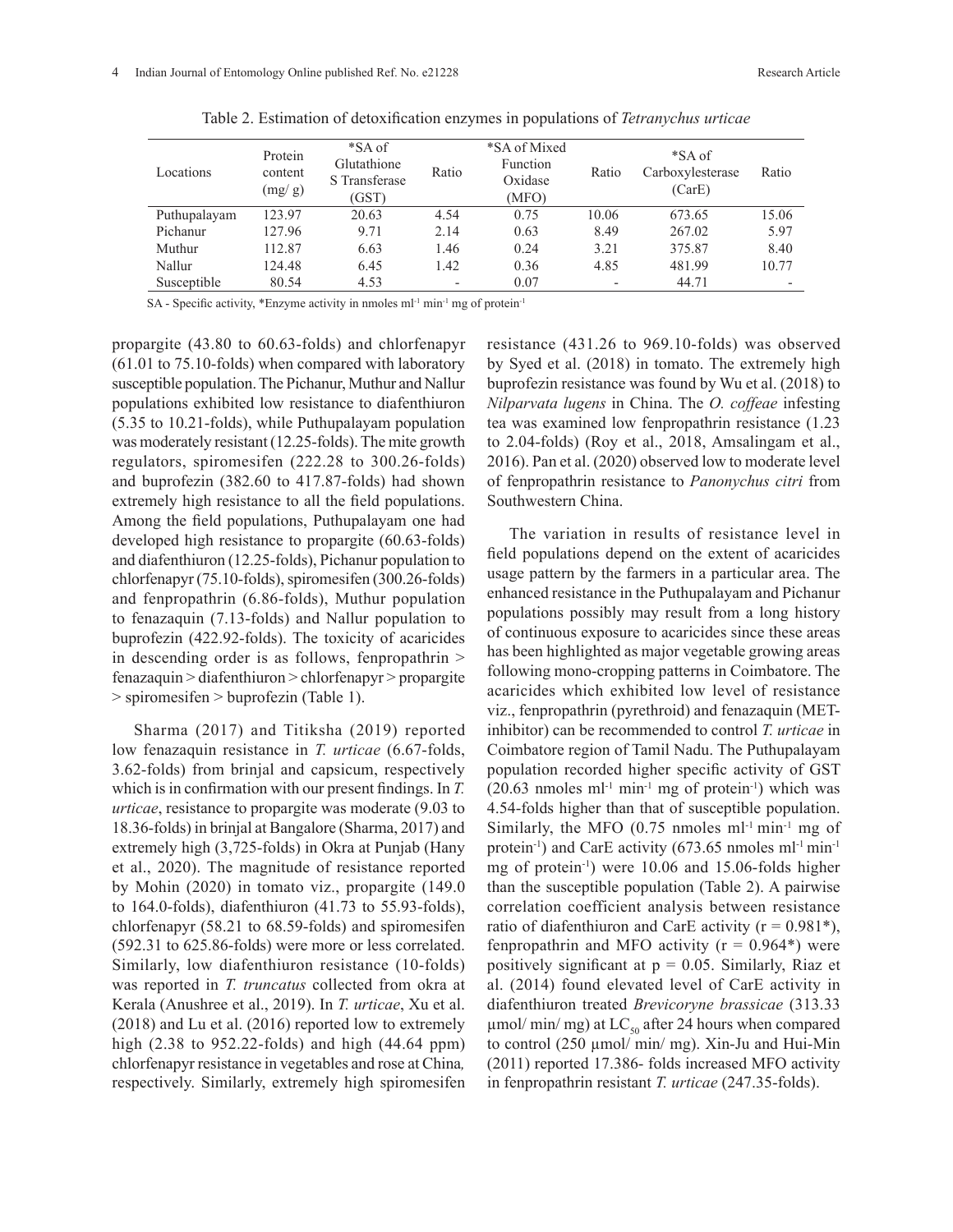Table 2. Estimation of detoxification enzymes in populations of *Tetranychus urticae*

| Locations | Protein content (mg/ g) | *SA of Glutathione S Transferase (GST) | Ratio | *SA of Mixed Function Oxidase (MFO) | Ratio | *SA of Carboxylesterase (CarE) | Ratio |
|---|---|---|---|---|---|---|---|
| Puthupalayam | 123.97 | 20.63 | 4.54 | 0.75 | 10.06 | 673.65 | 15.06 |
| Pichanur | 127.96 | 9.71 | 2.14 | 0.63 | 8.49 | 267.02 | 5.97 |
| Muthur | 112.87 | 6.63 | 1.46 | 0.24 | 3.21 | 375.87 | 8.40 |
| Nallur | 124.48 | 6.45 | 1.42 | 0.36 | 4.85 | 481.99 | 10.77 |
| Susceptible | 80.54 | 4.53 | - | 0.07 | - | 44.71 | - |

SA - Specific activity, *Enzyme activity in nmoles $ml^{-1}$ $min^{-1}$ mg of $protein^{-1}$

propargite (43.80 to 60.63-folds) and chlorfenapyr (61.01 to 75.10-folds) when compared with laboratory susceptible population. The Pichanur, Muthur and Nallur populations exhibited low resistance to diafenthiuron (5.35 to 10.21-folds), while Puthupalayam population was moderately resistant (12.25-folds). The mite growth regulators, spiromesifen (222.28 to 300.26-folds) and buprofezin (382.60 to 417.87-folds) had shown extremely high resistance to all the field populations. Among the field populations, Puthupalayam one had developed high resistance to propargite (60.63-folds) and diafenthiuron (12.25-folds), Pichanur population to chlorfenapyr (75.10-folds), spiromesifen (300.26-folds) and fenpropathrin (6.86-folds), Muthur population to fenazaquin (7.13-folds) and Nallur population to buprofezin (422.92-folds). The toxicity of acaricides in descending order is as follows, fenpropathrin > fenazaquin > diafenthiuron > chlorfenapyr > propargite > spiromesifen > buprofezin (Table 1).

Sharma (2017) and Titiksha (2019) reported low fenazaquin resistance in *T. urticae* (6.67-folds, 3.62-folds) from brinjal and capsicum, respectively which is in confirmation with our present findings. In *T. urticae*, resistance to propargite was moderate (9.03 to 18.36-folds) in brinjal at Bangalore (Sharma, 2017) and extremely high (3,725-folds) in Okra at Punjab (Hany et al., 2020). The magnitude of resistance reported by Mohin (2020) in tomato viz., propargite (149.0 to 164.0-folds), diafenthiuron (41.73 to 55.93-folds), chlorfenapyr (58.21 to 68.59-folds) and spiromesifen (592.31 to 625.86-folds) were more or less correlated. Similarly, low diafenthiuron resistance (10-folds) was reported in *T. truncatus* collected from okra at Kerala (Anushree et al., 2019). In *T. urticae*, Xu et al. (2018) and Lu et al. (2016) reported low to extremely high (2.38 to 952.22-folds) and high (44.64 ppm) chlorfenapyr resistance in vegetables and rose at China, respectively. Similarly, extremely high spiromesifen resistance (431.26 to 969.10-folds) was observed by Syed et al. (2018) in tomato. The extremely high buprofezin resistance was found by Wu et al. (2018) to *Nilparvata lugens* in China. The *O. coffeae* infesting tea was examined low fenpropathrin resistance (1.23 to 2.04-folds) (Roy et al., 2018, Amsalingam et al., 2016). Pan et al. (2020) observed low to moderate level of fenpropathrin resistance to *Panonychus citri* from Southwestern China.

The variation in results of resistance level in field populations depend on the extent of acaricides usage pattern by the farmers in a particular area. The enhanced resistance in the Puthupalayam and Pichanur populations possibly may result from a long history of continuous exposure to acaricides since these areas has been highlighted as major vegetable growing areas following mono-cropping patterns in Coimbatore. The acaricides which exhibited low level of resistance viz., fenpropathrin (pyrethroid) and fenazaquin (MET-inhibitor) can be recommended to control *T. urticae* in Coimbatore region of Tamil Nadu. The Puthupalayam population recorded higher specific activity of GST (20.63 nmoles $ml^{-1}$ $min^{-1}$ mg of $protein^{-1}$) which was 4.54-folds higher than that of susceptible population. Similarly, the MFO (0.75 nmoles $ml^{-1}$ $min^{-1}$ mg of $protein^{-1}$) and CarE activity (673.65 nmoles $ml^{-1}$ $min^{-1}$ mg of $protein^{-1}$) were 10.06 and 15.06-folds higher than the susceptible population (Table 2). A pairwise correlation coefficient analysis between resistance ratio of diafenthiuron and CarE activity ($r = 0.981^*$), fenpropathrin and MFO activity ($r = 0.964^*$) were positively significant at $p = 0.05$. Similarly, Riaz et al. (2014) found elevated level of CarE activity in diafenthiuron treated *Brevicoryne brassicae* (313.33 µmol/ min/ mg) at $LC_{50}$ after 24 hours when compared to control (250 µmol/ min/ mg). Xin-Ju and Hui-Min (2011) reported 17.386- folds increased MFO activity in fenpropathrin resistant *T. urticae* (247.35-folds).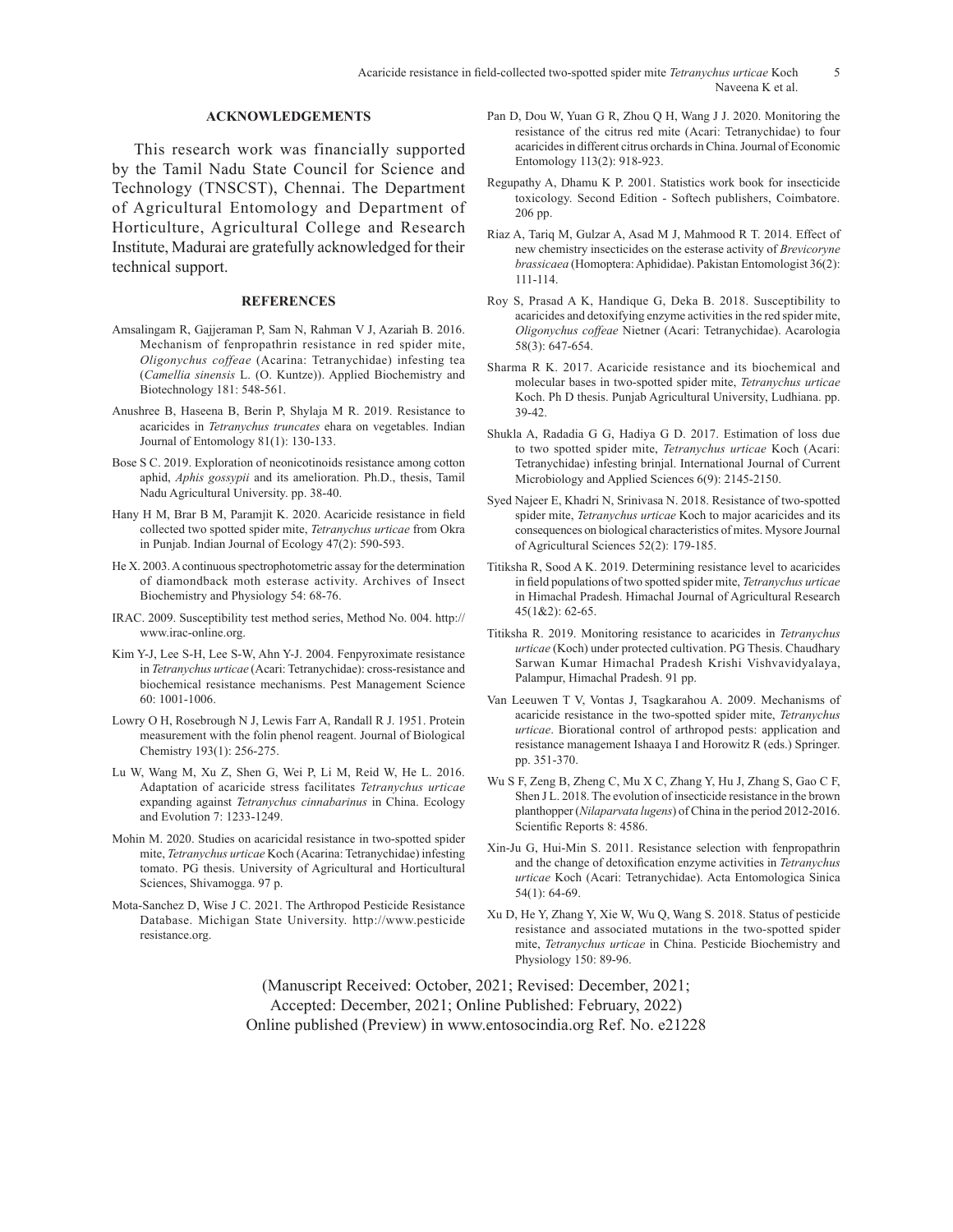## ACKNOWLEDGEMENTS

This research work was financially supported by the Tamil Nadu State Council for Science and Technology (TNSCST), Chennai. The Department of Agricultural Entomology and Department of Horticulture, Agricultural College and Research Institute, Madurai are gratefully acknowledged for their technical support.

## REFERENCES

Amsalingam R, Gajjeraman P, Sam N, Rahman V J, Azariah B. 2016. Mechanism of fenpropathrin resistance in red spider mite, *Oligonychus coffeae* (Acarina: Tetranychidae) infesting tea (*Camellia sinensis* L. (O. Kuntze)). Applied Biochemistry and Biotechnology 181: 548-561.

Anushree B, Haseena B, Berin P, Shylaja M R. 2019. Resistance to acaricides in *Tetranychus truncates* ehara on vegetables. Indian Journal of Entomology 81(1): 130-133.

Bose S C. 2019. Exploration of neonicotinoids resistance among cotton aphid, *Aphis gossypii* and its amelioration. Ph.D., thesis, Tamil Nadu Agricultural University. pp. 38-40.

Hany H M, Brar B M, Paramjit K. 2020. Acaricide resistance in field collected two spotted spider mite, *Tetranychus urticae* from Okra in Punjab. Indian Journal of Ecology 47(2): 590-593.

He X. 2003. A continuous spectrophotometric assay for the determination of diamondback moth esterase activity. Archives of Insect Biochemistry and Physiology 54: 68-76.

IRAC. 2009. Susceptibility test method series, Method No. 004. http://www.irac-online.org.

Kim Y-J, Lee S-H, Lee S-W, Ahn Y-J. 2004. Fenpyroximate resistance in *Tetranychus urticae* (Acari: Tetranychidae): cross-resistance and biochemical resistance mechanisms. Pest Management Science 60: 1001-1006.

Lowry O H, Rosebrough N J, Lewis Farr A, Randall R J. 1951. Protein measurement with the folin phenol reagent. Journal of Biological Chemistry 193(1): 256-275.

Lu W, Wang M, Xu Z, Shen G, Wei P, Li M, Reid W, He L. 2016. Adaptation of acaricide stress facilitates *Tetranychus urticae* expanding against *Tetranychus cinnabarinus* in China. Ecology and Evolution 7: 1233-1249.

Mohin M. 2020. Studies on acaricidal resistance in two-spotted spider mite, *Tetranychus urticae* Koch (Acarina: Tetranychidae) infesting tomato. PG thesis. University of Agricultural and Horticultural Sciences, Shivamogga. 97 p.

Mota-Sanchez D, Wise J C. 2021. The Arthropod Pesticide Resistance Database. Michigan State University. http://www.pesticideresistance.org.

Pan D, Dou W, Yuan G R, Zhou Q H, Wang J J. 2020. Monitoring the resistance of the citrus red mite (Acari: Tetranychidae) to four acaricides in different citrus orchards in China. Journal of Economic Entomology 113(2): 918-923.

Regupathy A, Dhamu K P. 2001. Statistics work book for insecticide toxicology. Second Edition - Softech publishers, Coimbatore. 206 pp.

Riaz A, Tariq M, Gulzar A, Asad M J, Mahmood R T. 2014. Effect of new chemistry insecticides on the esterase activity of *Brevicoryne brassicaea* (Homoptera: Aphididae). Pakistan Entomologist 36(2): 111-114.

Roy S, Prasad A K, Handique G, Deka B. 2018. Susceptibility to acaricides and detoxifying enzyme activities in the red spider mite, *Oligonychus coffeae* Nietner (Acari: Tetranychidae). Acarologia 58(3): 647-654.

Sharma R K. 2017. Acaricide resistance and its biochemical and molecular bases in two-spotted spider mite, *Tetranychus urticae* Koch. Ph D thesis. Punjab Agricultural University, Ludhiana. pp. 39-42.

Shukla A, Radadia G G, Hadiya G D. 2017. Estimation of loss due to two spotted spider mite, *Tetranychus urticae* Koch (Acari: Tetranychidae) infesting brinjal. International Journal of Current Microbiology and Applied Sciences 6(9): 2145-2150.

Syed Najeer E, Khadri N, Srinivasa N. 2018. Resistance of two-spotted spider mite, *Tetranychus urticae* Koch to major acaricides and its consequences on biological characteristics of mites. Mysore Journal of Agricultural Sciences 52(2): 179-185.

Titiksha R, Sood A K. 2019. Determining resistance level to acaricides in field populations of two spotted spider mite, *Tetranychus urticae* in Himachal Pradesh. Himachal Journal of Agricultural Research 45(1&2): 62-65.

Titiksha R. 2019. Monitoring resistance to acaricides in *Tetranychus urticae* (Koch) under protected cultivation. PG Thesis. Chaudhary Sarwan Kumar Himachal Pradesh Krishi Vishvavidyalaya, Palampur, Himachal Pradesh. 91 pp.

Van Leeuwen T V, Vontas J, Tsagkarahou A. 2009. Mechanisms of acaricide resistance in the two-spotted spider mite, *Tetranychus urticae*. Biorational control of arthropod pests: application and resistance management Ishaaya I and Horowitz R (eds.) Springer. pp. 351-370.

Wu S F, Zeng B, Zheng C, Mu X C, Zhang Y, Hu J, Zhang S, Gao C F, Shen J L. 2018. The evolution of insecticide resistance in the brown planthopper (*Nilaparvata lugens*) of China in the period 2012-2016. Scientific Reports 8: 4586.

Xin-Ju G, Hui-Min S. 2011. Resistance selection with fenpropathrin and the change of detoxification enzyme activities in *Tetranychus urticae* Koch (Acari: Tetranychidae). Acta Entomologica Sinica 54(1): 64-69.

Xu D, He Y, Zhang Y, Xie W, Wu Q, Wang S. 2018. Status of pesticide resistance and associated mutations in the two-spotted spider mite, *Tetranychus urticae* in China. Pesticide Biochemistry and Physiology 150: 89-96.

(Manuscript Received: October, 2021; Revised: December, 2021; Accepted: December, 2021; Online Published: February, 2022)
Online published (Preview) in www.entosocindia.org Ref. No. e21228